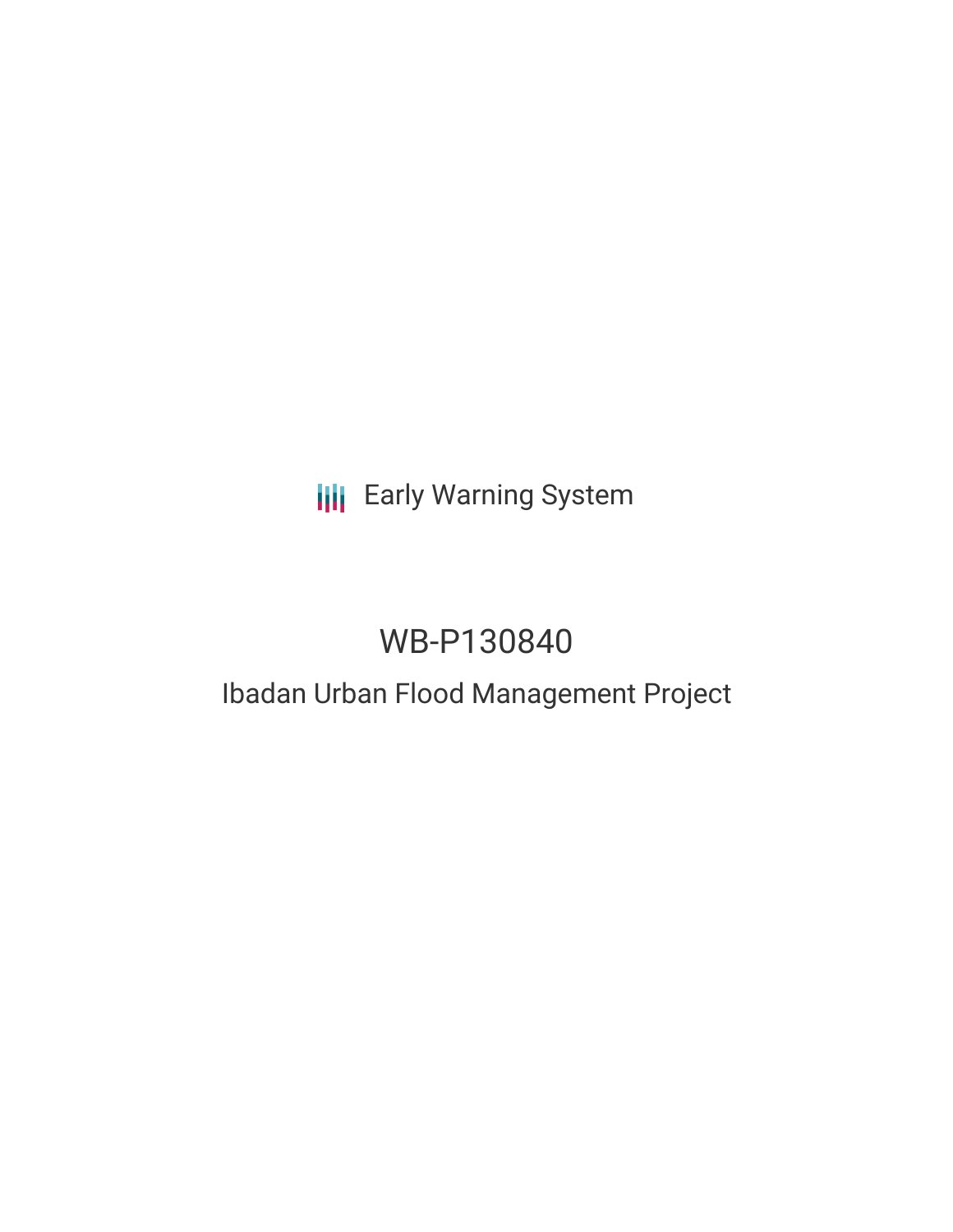Early Warning System

# WB-P130840

## Ibadan Urban Flood Management Project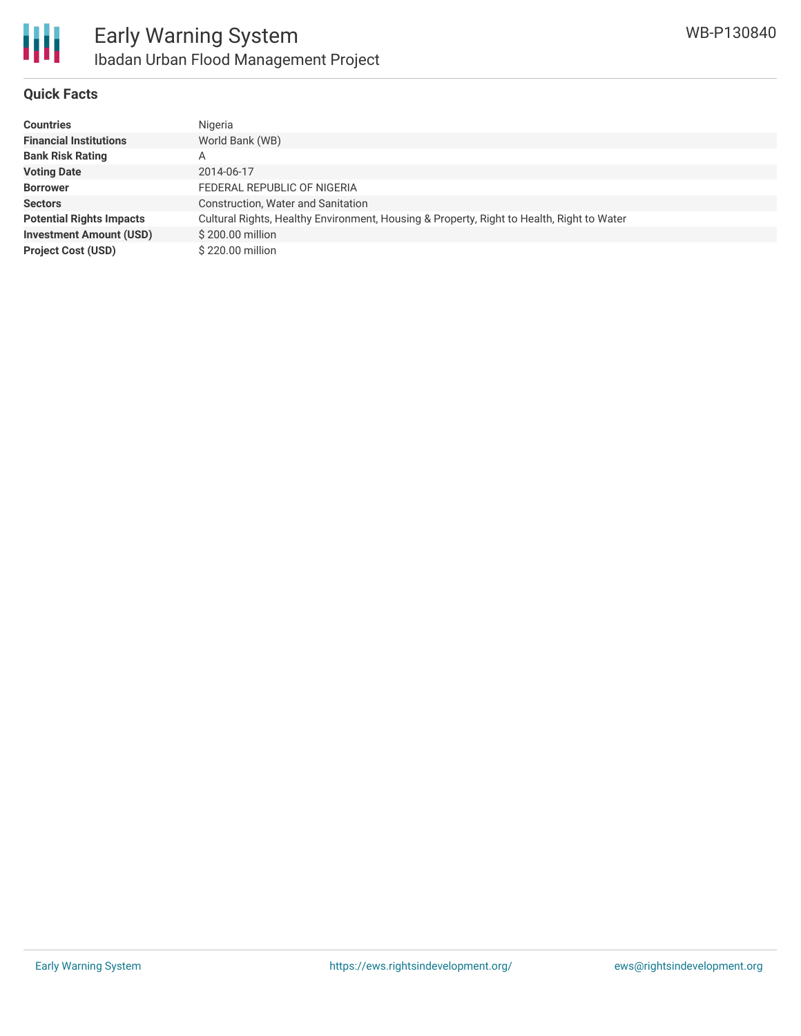# Early Warning System

## Ibadan Urban Flood Management Project

WB-P130840

### Quick Facts

| | |
|---|---|
| **Countries** | Nigeria |
| **Financial Institutions** | World Bank (WB) |
| **Bank Risk Rating** | A |
| **Voting Date** | 2014-06-17 |
| **Borrower** | FEDERAL REPUBLIC OF NIGERIA |
| **Sectors** | Construction, Water and Sanitation |
| **Potential Rights Impacts** | Cultural Rights, Healthy Environment, Housing & Property, Right to Health, Right to Water |
| **Investment Amount (USD)** | $ 200.00 million |
| **Project Cost (USD)** | $ 220.00 million |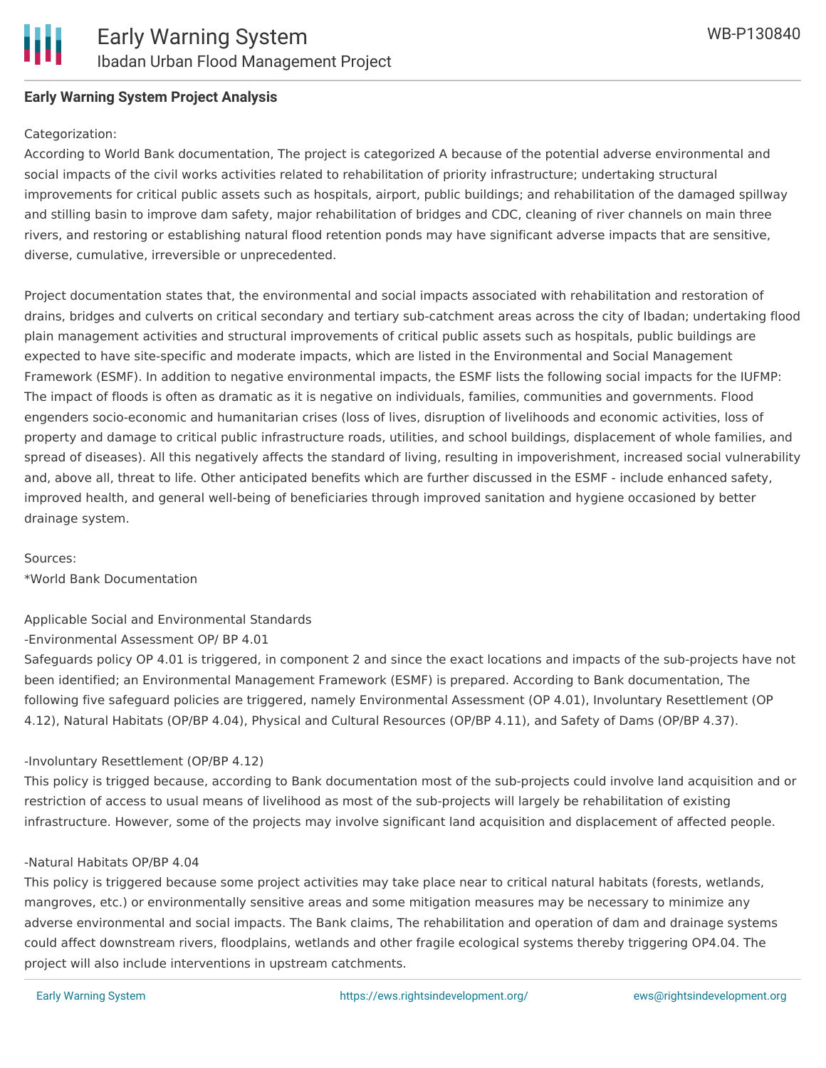**Early Warning System Project Analysis**

Categorization:
According to World Bank documentation, The project is categorized A because of the potential adverse environmental and social impacts of the civil works activities related to rehabilitation of priority infrastructure; undertaking structural improvements for critical public assets such as hospitals, airport, public buildings; and rehabilitation of the damaged spillway and stilling basin to improve dam safety, major rehabilitation of bridges and CDC, cleaning of river channels on main three rivers, and restoring or establishing natural flood retention ponds may have significant adverse impacts that are sensitive, diverse, cumulative, irreversible or unprecedented.

Project documentation states that, the environmental and social impacts associated with rehabilitation and restoration of drains, bridges and culverts on critical secondary and tertiary sub-catchment areas across the city of Ibadan; undertaking flood plain management activities and structural improvements of critical public assets such as hospitals, public buildings are expected to have site-specific and moderate impacts, which are listed in the Environmental and Social Management Framework (ESMF). In addition to negative environmental impacts, the ESMF lists the following social impacts for the IUFMP: The impact of floods is often as dramatic as it is negative on individuals, families, communities and governments. Flood engenders socio-economic and humanitarian crises (loss of lives, disruption of livelihoods and economic activities, loss of property and damage to critical public infrastructure roads, utilities, and school buildings, displacement of whole families, and spread of diseases). All this negatively affects the standard of living, resulting in impoverishment, increased social vulnerability and, above all, threat to life. Other anticipated benefits which are further discussed in the ESMF - include enhanced safety, improved health, and general well-being of beneficiaries through improved sanitation and hygiene occasioned by better drainage system.

Sources:
*World Bank Documentation

Applicable Social and Environmental Standards
-Environmental Assessment OP/ BP 4.01
Safeguards policy OP 4.01 is triggered, in component 2 and since the exact locations and impacts of the sub-projects have not been identified; an Environmental Management Framework (ESMF) is prepared. According to Bank documentation, The following five safeguard policies are triggered, namely Environmental Assessment (OP 4.01), Involuntary Resettlement (OP 4.12), Natural Habitats (OP/BP 4.04), Physical and Cultural Resources (OP/BP 4.11), and Safety of Dams (OP/BP 4.37).

-Involuntary Resettlement (OP/BP 4.12)
This policy is trigged because, according to Bank documentation most of the sub-projects could involve land acquisition and or restriction of access to usual means of livelihood as most of the sub-projects will largely be rehabilitation of existing infrastructure. However, some of the projects may involve significant land acquisition and displacement of affected people.

-Natural Habitats OP/BP 4.04
This policy is triggered because some project activities may take place near to critical natural habitats (forests, wetlands, mangroves, etc.) or environmentally sensitive areas and some mitigation measures may be necessary to minimize any adverse environmental and social impacts. The Bank claims, The rehabilitation and operation of dam and drainage systems could affect downstream rivers, floodplains, wetlands and other fragile ecological systems thereby triggering OP4.04. The project will also include interventions in upstream catchments.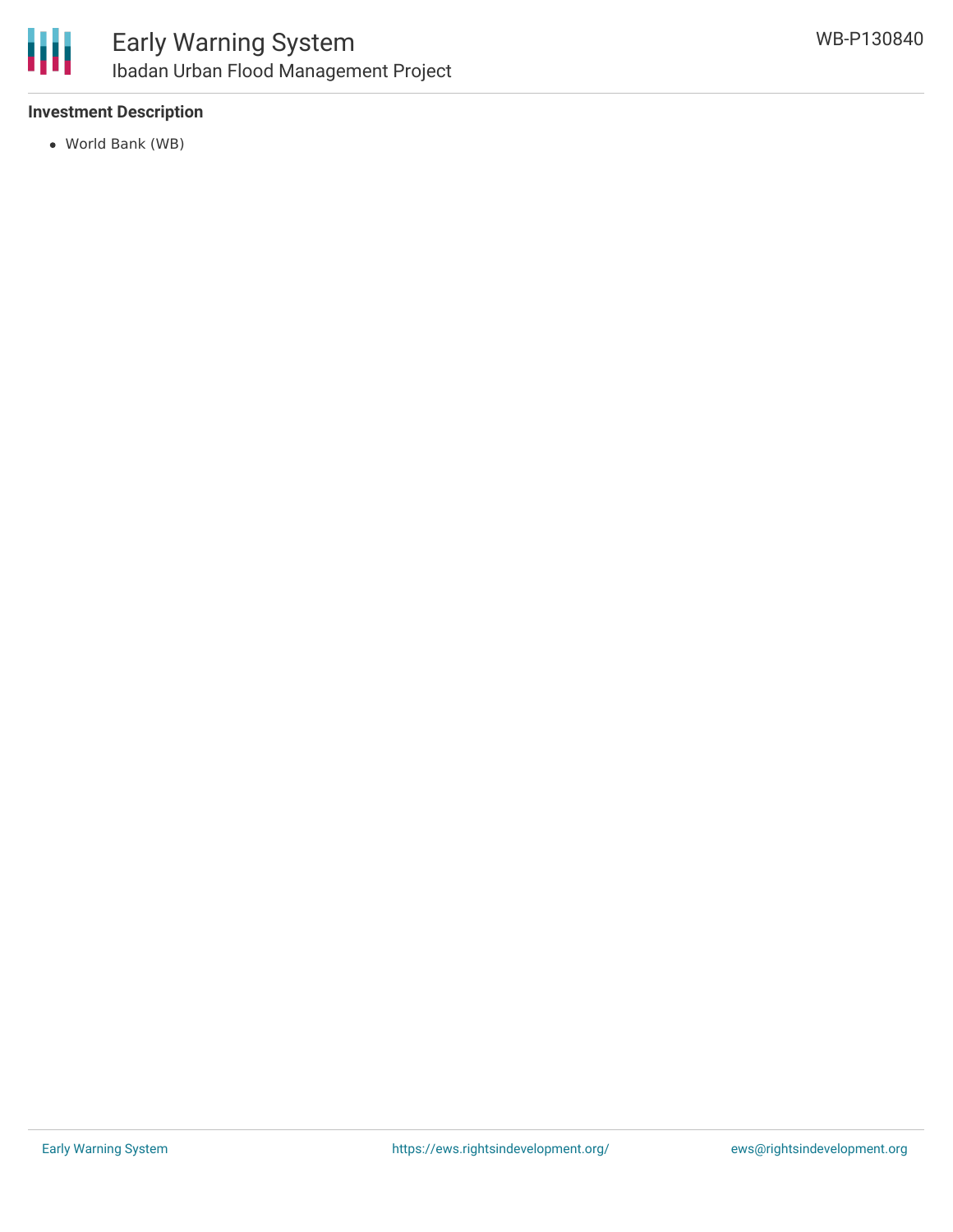### Investment Description

- World Bank (WB)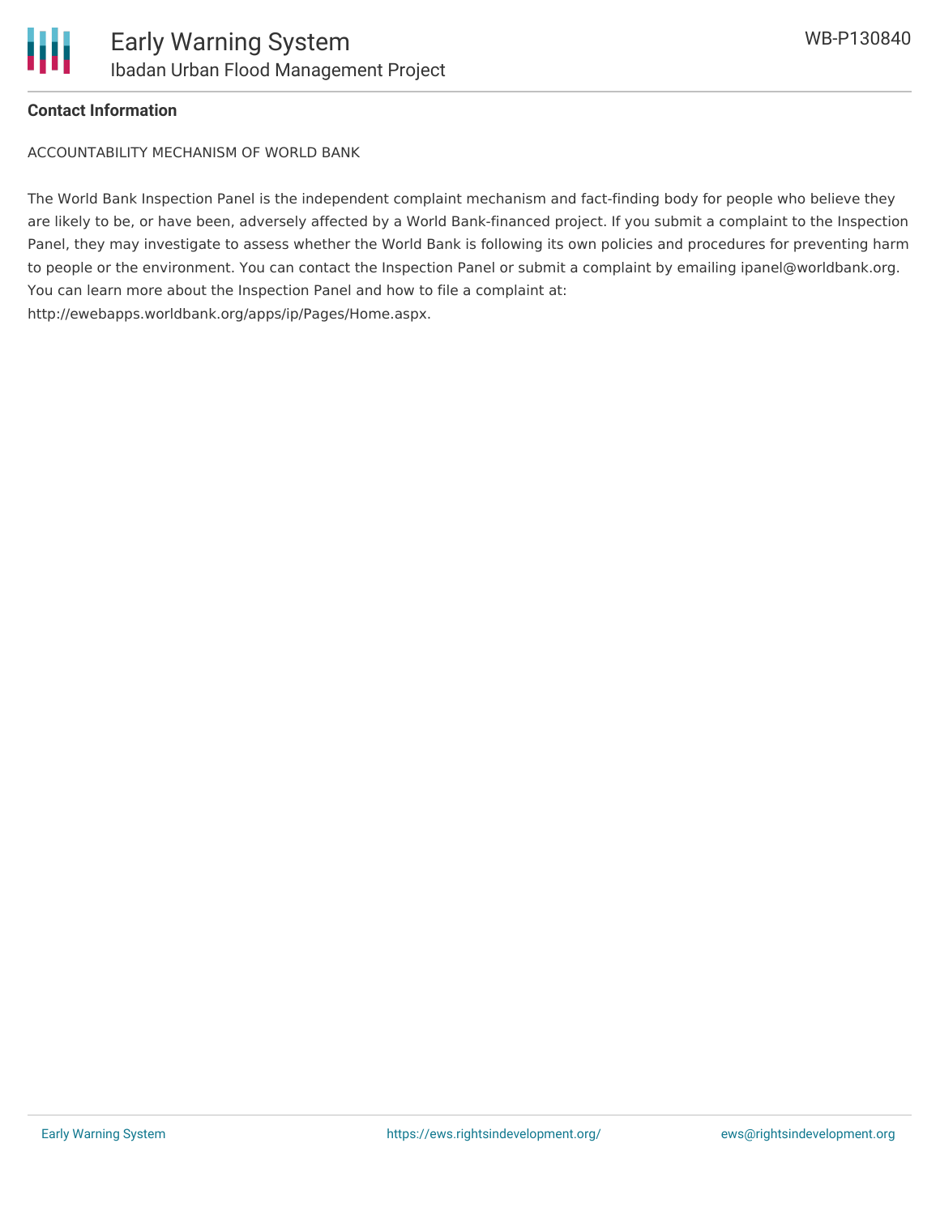## Contact Information

ACCOUNTABILITY MECHANISM OF WORLD BANK

The World Bank Inspection Panel is the independent complaint mechanism and fact-finding body for people who believe they are likely to be, or have been, adversely affected by a World Bank-financed project. If you submit a complaint to the Inspection Panel, they may investigate to assess whether the World Bank is following its own policies and procedures for preventing harm to people or the environment. You can contact the Inspection Panel or submit a complaint by emailing ipanel@worldbank.org. You can learn more about the Inspection Panel and how to file a complaint at: http://ewebapps.worldbank.org/apps/ip/Pages/Home.aspx.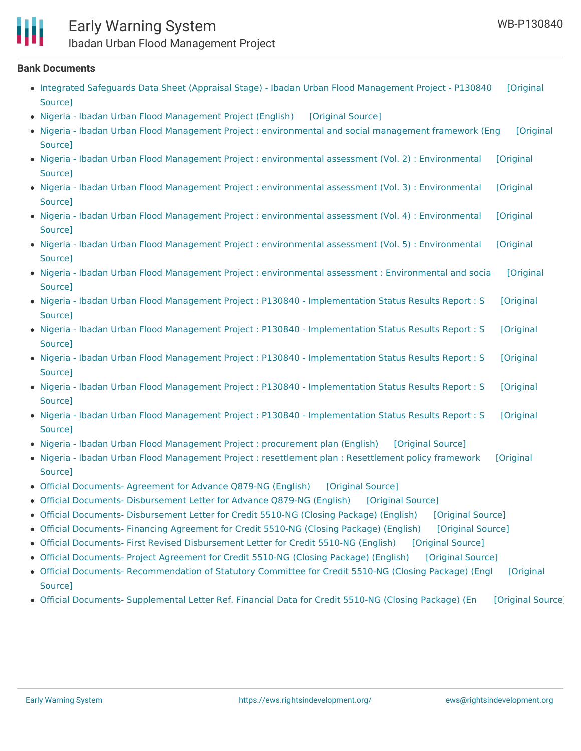## Bank Documents

- Integrated Safeguards Data Sheet (Appraisal Stage) - Ibadan Urban Flood Management Project - P130840 [Original Source]
- Nigeria - Ibadan Urban Flood Management Project (English) [Original Source]
- Nigeria - Ibadan Urban Flood Management Project : environmental and social management framework (Eng [Original Source]
- Nigeria - Ibadan Urban Flood Management Project : environmental assessment (Vol. 2) : Environmental [Original Source]
- Nigeria - Ibadan Urban Flood Management Project : environmental assessment (Vol. 3) : Environmental [Original Source]
- Nigeria - Ibadan Urban Flood Management Project : environmental assessment (Vol. 4) : Environmental [Original Source]
- Nigeria - Ibadan Urban Flood Management Project : environmental assessment (Vol. 5) : Environmental [Original Source]
- Nigeria - Ibadan Urban Flood Management Project : environmental assessment : Environmental and socia [Original Source]
- Nigeria - Ibadan Urban Flood Management Project : P130840 - Implementation Status Results Report : S [Original Source]
- Nigeria - Ibadan Urban Flood Management Project : P130840 - Implementation Status Results Report : S [Original Source]
- Nigeria - Ibadan Urban Flood Management Project : P130840 - Implementation Status Results Report : S [Original Source]
- Nigeria - Ibadan Urban Flood Management Project : P130840 - Implementation Status Results Report : S [Original Source]
- Nigeria - Ibadan Urban Flood Management Project : P130840 - Implementation Status Results Report : S [Original Source]
- Nigeria - Ibadan Urban Flood Management Project : procurement plan (English) [Original Source]
- Nigeria - Ibadan Urban Flood Management Project : resettlement plan : Resettlement policy framework [Original Source]
- Official Documents- Agreement for Advance Q879-NG (English) [Original Source]
- Official Documents- Disbursement Letter for Advance Q879-NG (English) [Original Source]
- Official Documents- Disbursement Letter for Credit 5510-NG (Closing Package) (English) [Original Source]
- Official Documents- Financing Agreement for Credit 5510-NG (Closing Package) (English) [Original Source]
- Official Documents- First Revised Disbursement Letter for Credit 5510-NG (English) [Original Source]
- Official Documents- Project Agreement for Credit 5510-NG (Closing Package) (English) [Original Source]
- Official Documents- Recommendation of Statutory Committee for Credit 5510-NG (Closing Package) (Engl [Original Source]
- Official Documents- Supplemental Letter Ref. Financial Data for Credit 5510-NG (Closing Package) (En [Original Source]